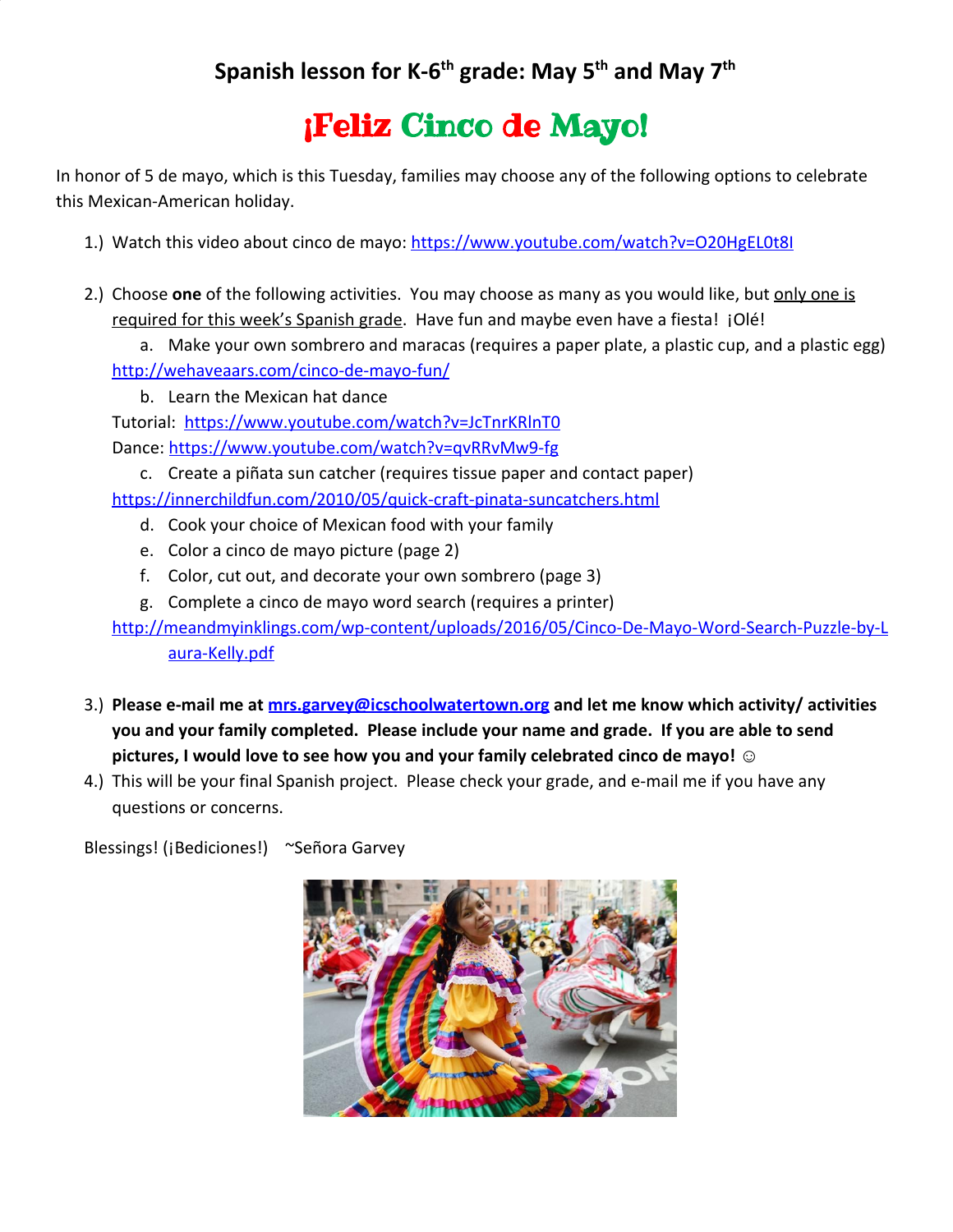# Spanish lesson for K-6th grade: May 5th and May 7th

## ¡Feliz Cinco de Mayo!

In honor of 5 de mayo, which is this Tuesday, families may choose any of the following options to celebrate this Mexican-American holiday.

1.) Watch this video about cinco de mayo: https://www.youtube.com/watch?v=O20HgEL0t8I

2.) Choose **one** of the following activities. You may choose as many as you would like, but only one is required for this week's Spanish grade. Have fun and maybe even have a fiesta! ¡Olé!

   a. Make your own sombrero and maracas (requires a paper plate, a plastic cup, and a plastic egg) http://wehaveaars.com/cinco-de-mayo-fun/

   b. Learn the Mexican hat dance
   Tutorial: https://www.youtube.com/watch?v=JcTnrKRlnT0
   Dance: https://www.youtube.com/watch?v=qvRRvMw9-fg

   c. Create a piñata sun catcher (requires tissue paper and contact paper) https://innerchildfun.com/2010/05/quick-craft-pinata-suncatchers.html

   d. Cook your choice of Mexican food with your family

   e. Color a cinco de mayo picture (page 2)

   f. Color, cut out, and decorate your own sombrero (page 3)

   g. Complete a cinco de mayo word search (requires a printer) http://meandmyinklings.com/wp-content/uploads/2016/05/Cinco-De-Mayo-Word-Search-Puzzle-by-Laura-Kelly.pdf

3.) **Please e-mail me at mrs.garvey@icschoolwatertown.org and let me know which activity/ activities you and your family completed. Please include your name and grade. If you are able to send pictures, I would love to see how you and your family celebrated cinco de mayo! ☺**

4.) This will be your final Spanish project. Please check your grade, and e-mail me if you have any questions or concerns.

Blessings! (¡Bediciones!) ~Señora Garvey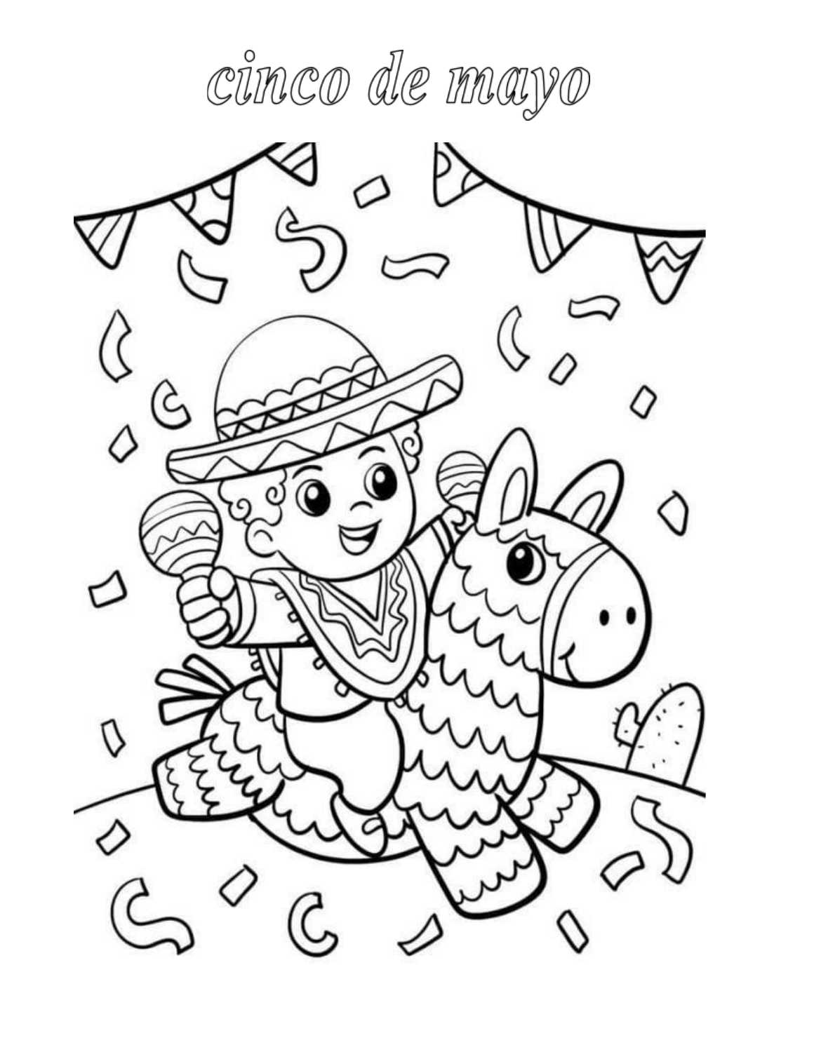# cinco de mayo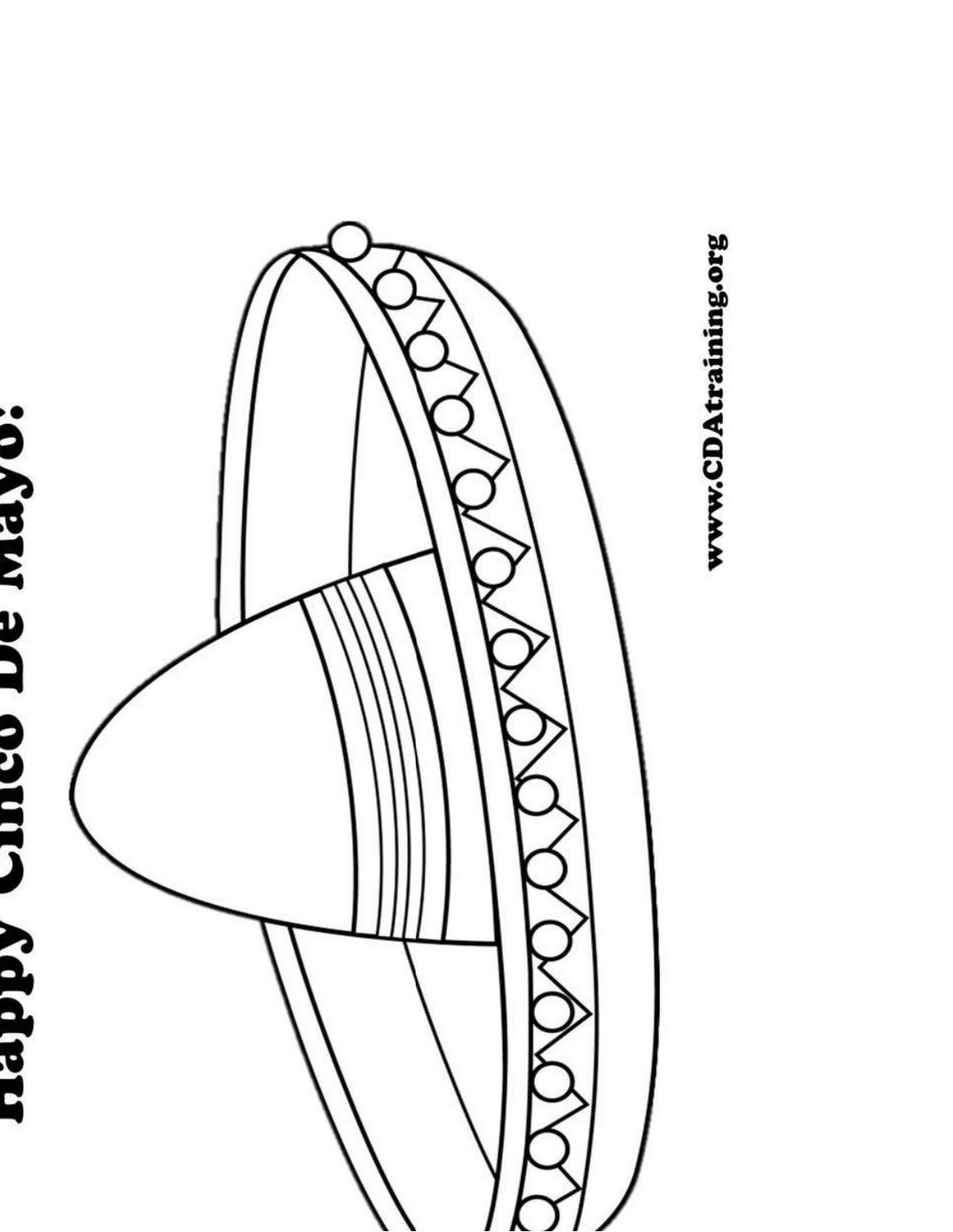# Happy Cinco De Mayo!

www.CDAtraining.org